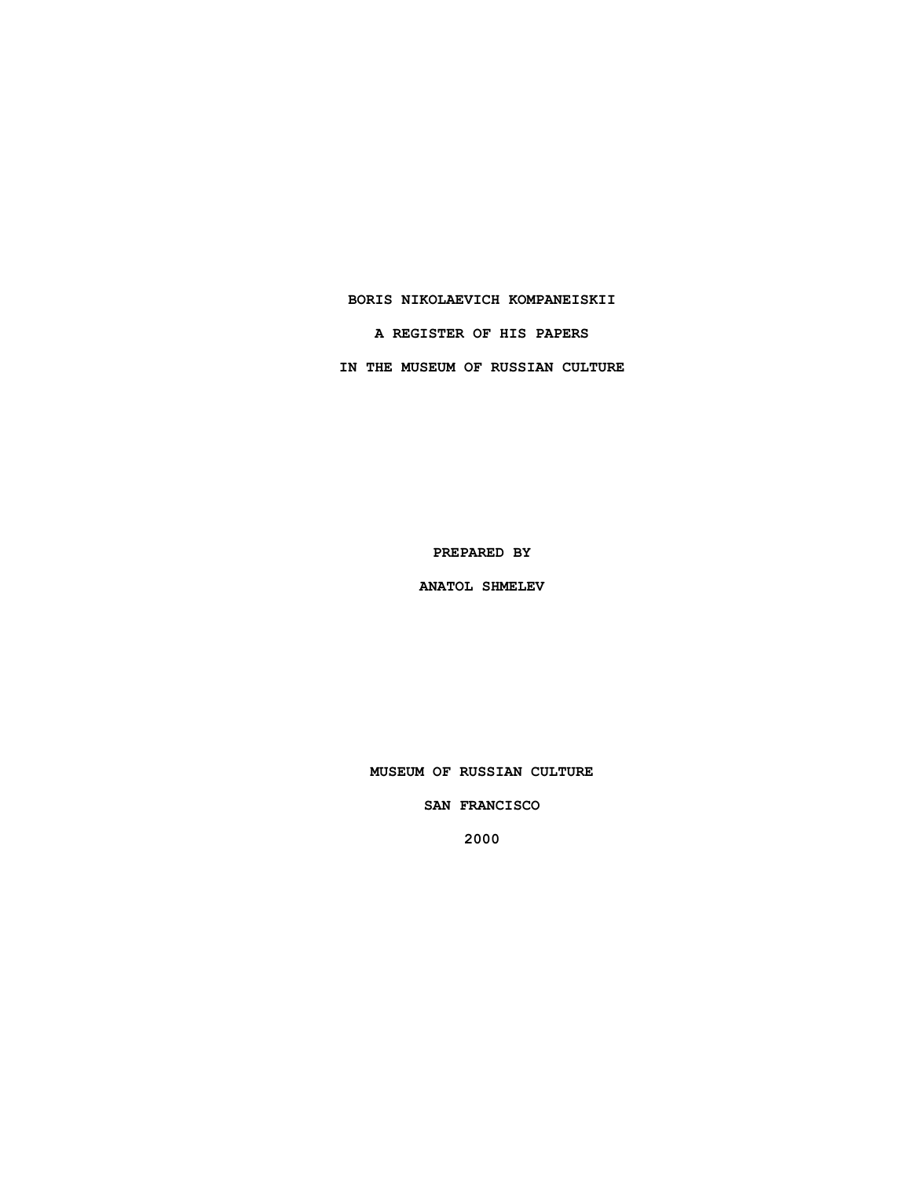# BORIS NIKOLAEVICH KOMPANEISKII

## A REGISTER OF HIS PAPERS

## IN THE MUSEUM OF RUSSIAN CULTURE

**PREPARED BY**

**ANATOL SHMELEV**

**MUSEUM OF RUSSIAN CULTURE**

**SAN FRANCISCO**

**2000**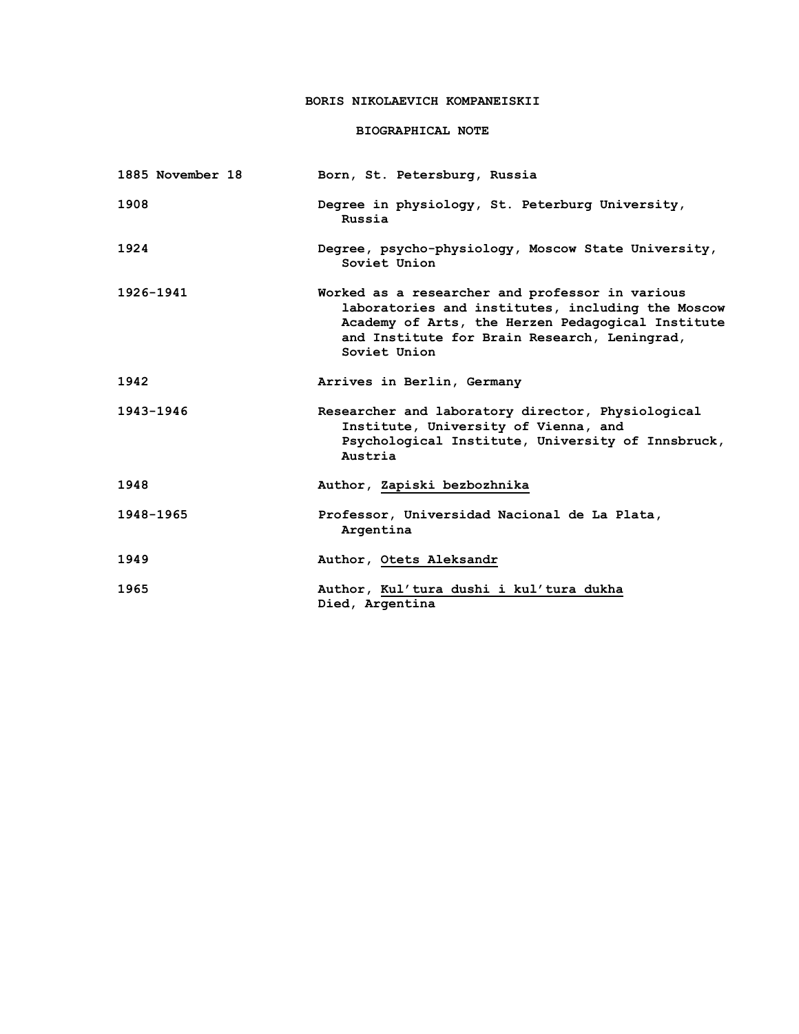# BORIS NIKOLAEVICH KOMPANEISKII

## BIOGRAPHICAL NOTE

| | |
|---|---|
| 1885 November 18 | Born, St. Petersburg, Russia |
| 1908 | Degree in physiology, St. Peterburg University, Russia |
| 1924 | Degree, psycho-physiology, Moscow State University, Soviet Union |
| 1926-1941 | Worked as a researcher and professor in various laboratories and institutes, including the Moscow Academy of Arts, the Herzen Pedagogical Institute and Institute for Brain Research, Leningrad, Soviet Union |
| 1942 | Arrives in Berlin, Germany |
| 1943-1946 | Researcher and laboratory director, Physiological Institute, University of Vienna, and Psychological Institute, University of Innsbruck, Austria |
| 1948 | Author, Zapiski bezbozhnika |
| 1948-1965 | Professor, Universidad Nacional de La Plata, Argentina |
| 1949 | Author, Otets Aleksandr |
| 1965 | Author, Kul'tura dushi i kul'tura dukha<br>Died, Argentina |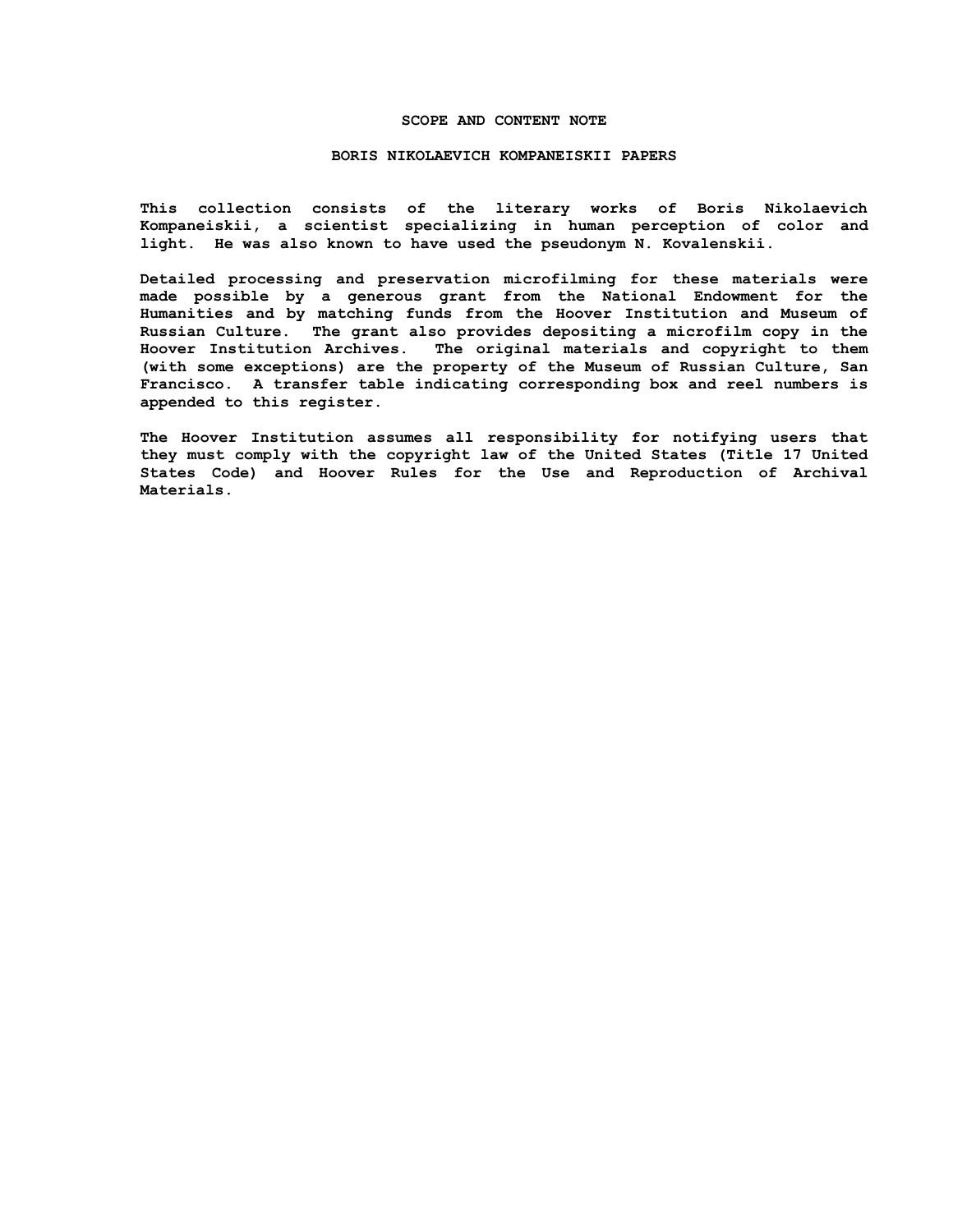## SCOPE AND CONTENT NOTE

## BORIS NIKOLAEVICH KOMPANEISKII PAPERS

This collection consists of the literary works of Boris Nikolaevich Kompaneiskii, a scientist specializing in human perception of color and light. He was also known to have used the pseudonym N. Kovalenskii.

Detailed processing and preservation microfilming for these materials were made possible by a generous grant from the National Endowment for the Humanities and by matching funds from the Hoover Institution and Museum of Russian Culture. The grant also provides depositing a microfilm copy in the Hoover Institution Archives. The original materials and copyright to them (with some exceptions) are the property of the Museum of Russian Culture, San Francisco. A transfer table indicating corresponding box and reel numbers is appended to this register.

The Hoover Institution assumes all responsibility for notifying users that they must comply with the copyright law of the United States (Title 17 United States Code) and Hoover Rules for the Use and Reproduction of Archival Materials.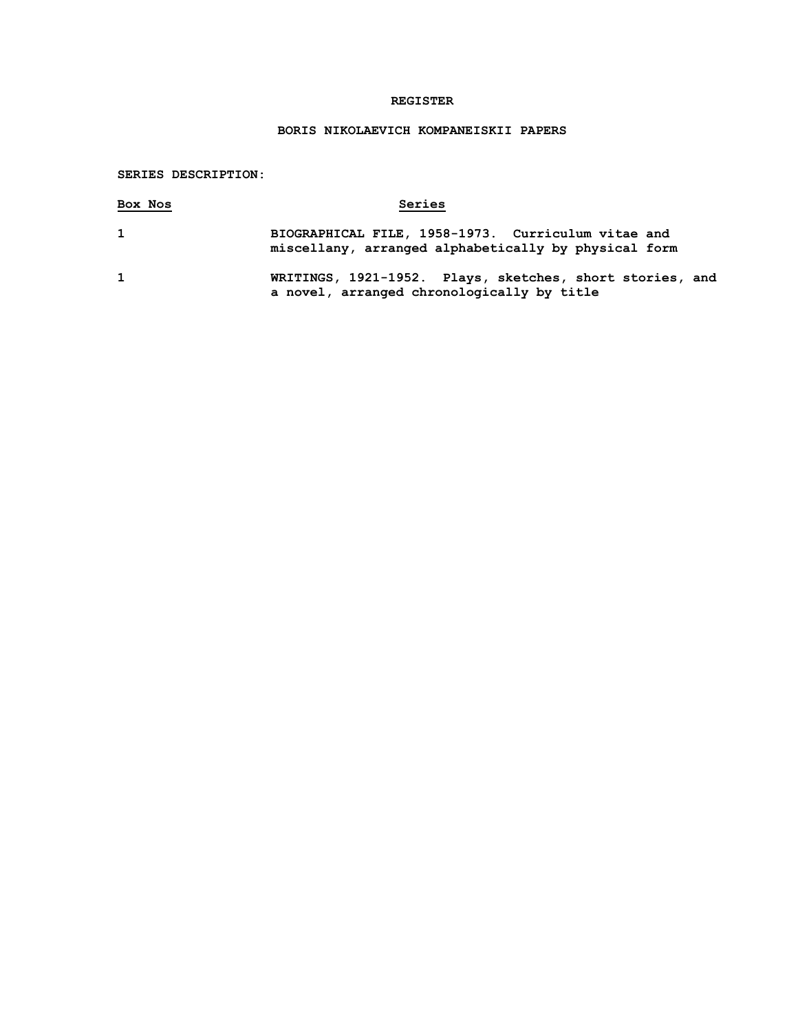# REGISTER

## BORIS NIKOLAEVICH KOMPANEISKII PAPERS

**SERIES DESCRIPTION:**

| Box Nos | Series |
|---|---|
| 1 | BIOGRAPHICAL FILE, 1958-1973. Curriculum vitae and miscellany, arranged alphabetically by physical form |
| 1 | WRITINGS, 1921-1952. Plays, sketches, short stories, and a novel, arranged chronologically by title |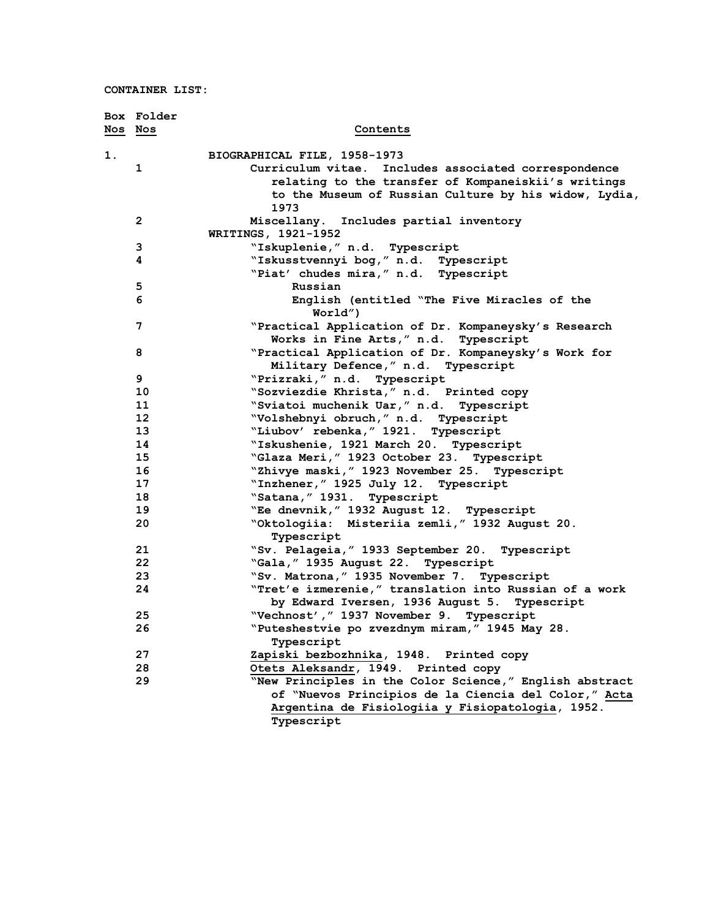**CONTAINER LIST:**

| Box Nos | Folder Nos | Contents |
|---|---|---|
| 1. | | BIOGRAPHICAL FILE, 1958-1973 |
| | 1 | Curriculum vitae. Includes associated correspondence relating to the transfer of Kompaneiskii's writings to the Museum of Russian Culture by his widow, Lydia, 1973 |
| | 2 | Miscellany. Includes partial inventory |
| | | WRITINGS, 1921-1952 |
| | 3 | "Iskuplenie," n.d. Typescript |
| | 4 | "Iskusstvennyi bog," n.d. Typescript |
| | | "Piat' chudes mira," n.d. Typescript |
| | 5 | Russian |
| | 6 | English (entitled "The Five Miracles of the World") |
| | 7 | "Practical Application of Dr. Kompaneysky's Research Works in Fine Arts," n.d. Typescript |
| | 8 | "Practical Application of Dr. Kompaneysky's Work for Military Defence," n.d. Typescript |
| | 9 | "Prizraki," n.d. Typescript |
| | 10 | "Sozviezdie Khrista," n.d. Printed copy |
| | 11 | "Sviatoi muchenik Uar," n.d. Typescript |
| | 12 | "Volshebnyi obruch," n.d. Typescript |
| | 13 | "Liubov' rebenka," 1921. Typescript |
| | 14 | "Iskushenie, 1921 March 20. Typescript |
| | 15 | "Glaza Meri," 1923 October 23. Typescript |
| | 16 | "Zhivye maski," 1923 November 25. Typescript |
| | 17 | "Inzhener," 1925 July 12. Typescript |
| | 18 | "Satana," 1931. Typescript |
| | 19 | "Ee dnevnik," 1932 August 12. Typescript |
| | 20 | "Oktologiia: Misteriia zemli," 1932 August 20. Typescript |
| | 21 | "Sv. Pelageia," 1933 September 20. Typescript |
| | 22 | "Gala," 1935 August 22. Typescript |
| | 23 | "Sv. Matrona," 1935 November 7. Typescript |
| | 24 | "Tret'e izmerenie," translation into Russian of a work by Edward Iversen, 1936 August 5. Typescript |
| | 25 | "Vechnost'," 1937 November 9. Typescript |
| | 26 | "Puteshestvie po zvezdnym miram," 1945 May 28. Typescript |
| | 27 | Zapiski bezbozhnika, 1948. Printed copy |
| | 28 | Otets Aleksandr, 1949. Printed copy |
| | 29 | "New Principles in the Color Science," English abstract of "Nuevos Principios de la Ciencia del Color," Acta Argentina de Fisiologiia y Fisiopatologia, 1952. Typescript |